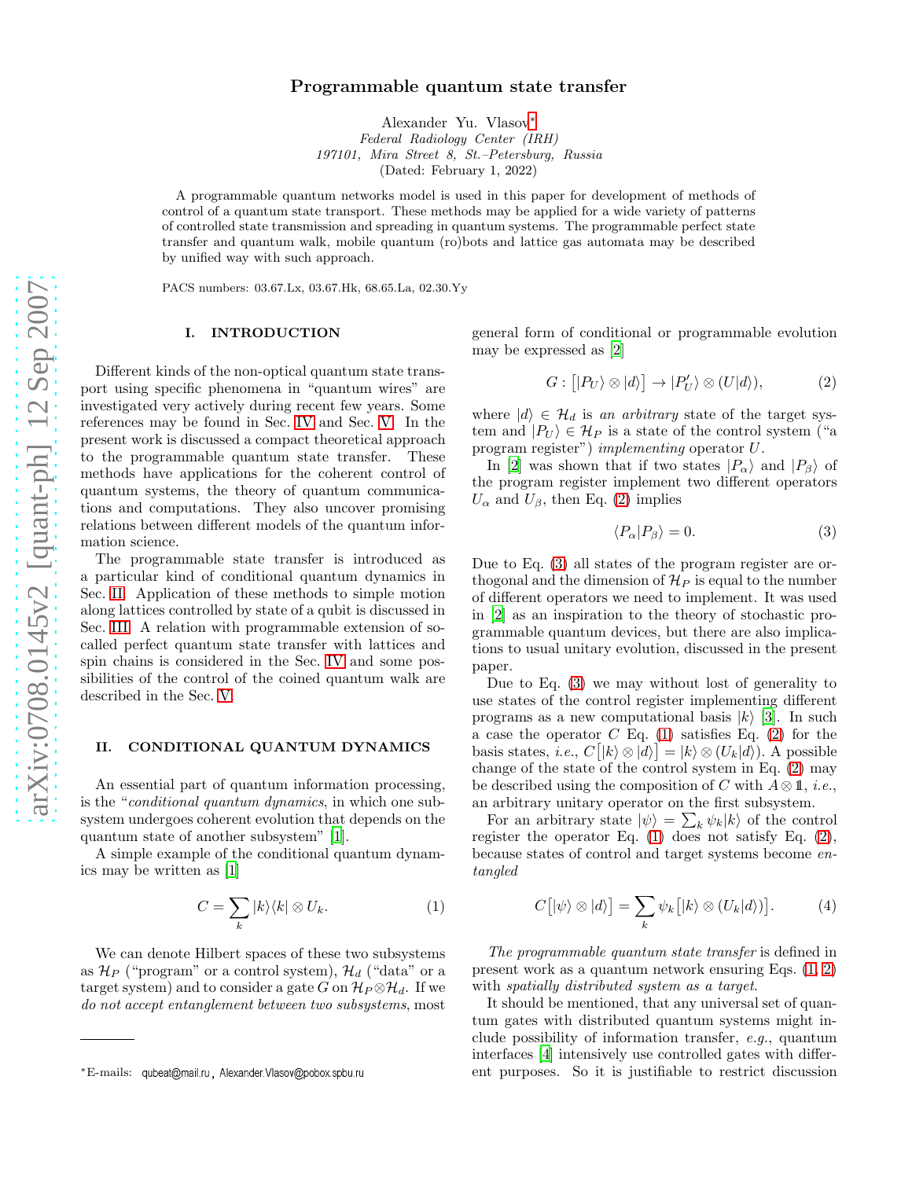# Programmable quantum state transfer

Alexander Yu. Vlasov*

*Federal Radiology Center (IRH)*
*197101, Mira Street 8, St.–Petersburg, Russia*
(Dated: February 1, 2022)

A programmable quantum networks model is used in this paper for development of methods of control of a quantum state transport. These methods may be applied for a wide variety of patterns of controlled state transmission and spreading in quantum systems. The programmable perfect state transfer and quantum walk, mobile quantum (ro)bots and lattice gas automata may be described by unified way with such approach.

PACS numbers: 03.67.Lx, 03.67.Hk, 68.65.La, 02.30.Yy

## I. INTRODUCTION

Different kinds of the non-optical quantum state transport using specific phenomena in "quantum wires" are investigated very actively during recent few years. Some references may be found in Sec. IV and Sec. V. In the present work is discussed a compact theoretical approach to the programmable quantum state transfer. These methods have applications for the coherent control of quantum systems, the theory of quantum communications and computations. They also uncover promising relations between different models of the quantum information science.

The programmable state transfer is introduced as a particular kind of conditional quantum dynamics in Sec. II. Application of these methods to simple motion along lattices controlled by state of a qubit is discussed in Sec. III. A relation with programmable extension of so-called perfect quantum state transfer with lattices and spin chains is considered in the Sec. IV and some possibilities of the control of the coined quantum walk are described in the Sec. V.

## II. CONDITIONAL QUANTUM DYNAMICS

An essential part of quantum information processing, is the "*conditional quantum dynamics*, in which one subsystem undergoes coherent evolution that depends on the quantum state of another subsystem" [1].

A simple example of the conditional quantum dynamics may be written as [1]

$$C = \sum_k |k\rangle\langle k| \otimes U_k. \tag{1}$$

We can denote Hilbert spaces of these two subsystems as $\mathcal{H}_P$ ("program" or a control system), $\mathcal{H}_d$ ("data" or a target system) and to consider a gate $G$ on $\mathcal{H}_P \otimes \mathcal{H}_d$. If we *do not accept entanglement between two subsystems*, most general form of conditional or programmable evolution may be expressed as [2]

$$G : \bigl[|P_U\rangle \otimes |d\rangle\bigr] \to |P'_U\rangle \otimes (U|d\rangle), \tag{2}$$

where $|d\rangle \in \mathcal{H}_d$ is *an arbitrary* state of the target system and $|P_U\rangle \in \mathcal{H}_P$ is a state of the control system ("a program register") *implementing* operator $U$.

In [2] was shown that if two states $|P_\alpha\rangle$ and $|P_\beta\rangle$ of the program register implement two different operators $U_\alpha$ and $U_\beta$, then Eq. (2) implies

$$\langle P_\alpha | P_\beta \rangle = 0. \tag{3}$$

Due to Eq. (3) all states of the program register are orthogonal and the dimension of $\mathcal{H}_P$ is equal to the number of different operators we need to implement. It was used in [2] as an inspiration to the theory of stochastic programmable quantum devices, but there are also implications to usual unitary evolution, discussed in the present paper.

Due to Eq. (3) we may without lost of generality to use states of the control register implementing different programs as a new computational basis $|k\rangle$ [3]. In such a case the operator $C$ Eq. (1) satisfies Eq. (2) for the basis states, *i.e.*, $C\bigl[|k\rangle \otimes |d\rangle\bigr] = |k\rangle \otimes (U_k|d\rangle)$. A possible change of the state of the control system in Eq. (2) may be described using the composition of $C$ with $A \otimes \mathbb{1}$, *i.e.*, an arbitrary unitary operator on the first subsystem.

For an arbitrary state $|\psi\rangle = \sum_k \psi_k |k\rangle$ of the control register the operator Eq. (1) does not satisfy Eq. (2), because states of control and target systems become *entangled*

$$C\bigl[|\psi\rangle \otimes |d\rangle\bigr] = \sum_k \psi_k \bigl[|k\rangle \otimes (U_k|d\rangle)\bigr]. \tag{4}$$

*The programmable quantum state transfer* is defined in present work as a quantum network ensuring Eqs. (1, 2) with *spatially distributed system as a target*.

It should be mentioned, that any universal set of quantum gates with distributed quantum systems might include possibility of information transfer, *e.g.*, quantum interfaces [4] intensively use controlled gates with different purposes. So it is justifiable to restrict discussion

---

*E-mails: qubeat@mail.ru, Alexander.Vlasov@pobox.spbu.ru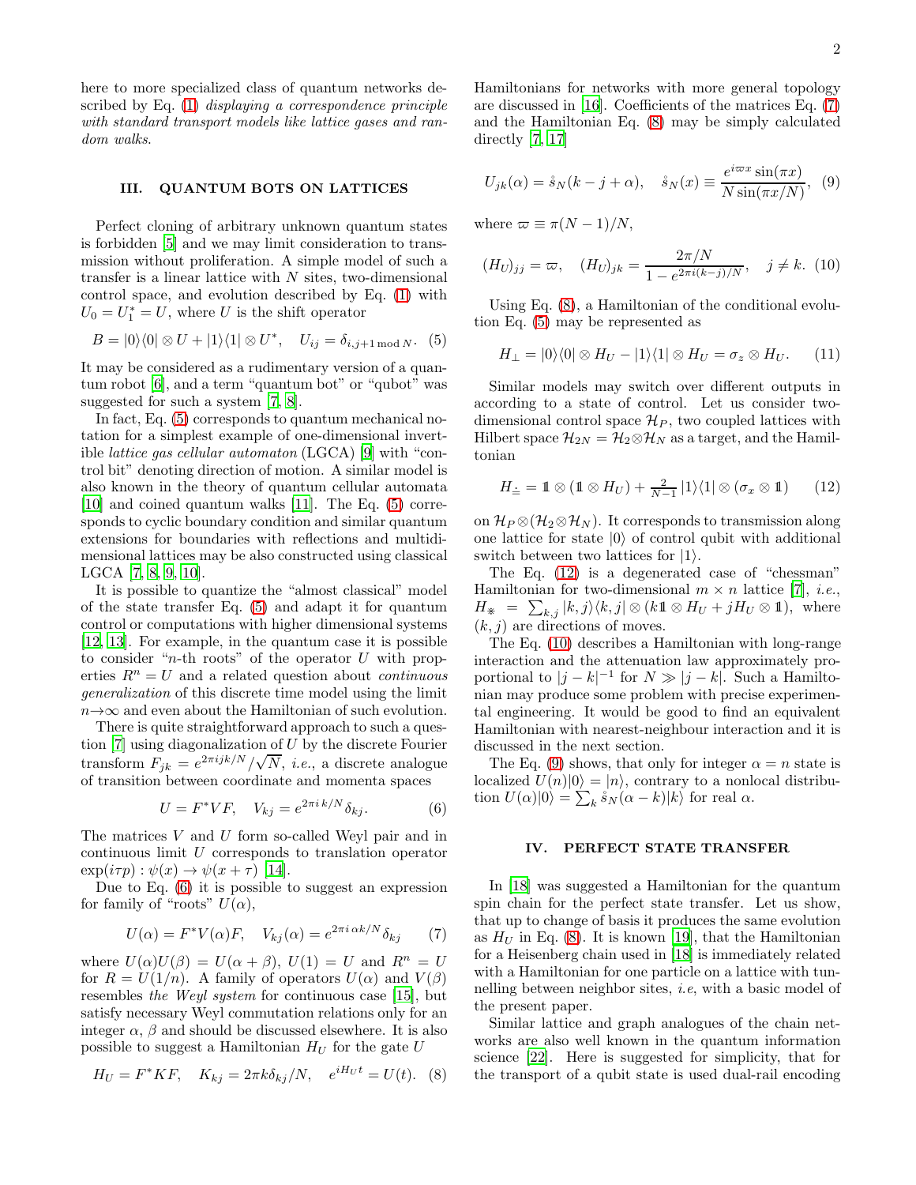here to more specialized class of quantum networks described by Eq. (1) *displaying a correspondence principle with standard transport models like lattice gases and random walks.*

### III. QUANTUM BOTS ON LATTICES

Perfect cloning of arbitrary unknown quantum states is forbidden [5] and we may limit consideration to transmission without proliferation. A simple model of such a transfer is a linear lattice with $N$ sites, two-dimensional control space, and evolution described by Eq. (1) with $U_0 = U_1^* = U$, where $U$ is the shift operator

$$B = |0\rangle\langle 0| \otimes U + |1\rangle\langle 1| \otimes U^*, \quad U_{ij} = \delta_{i,j+1 \bmod N}. \quad (5)$$

It may be considered as a rudimentary version of a quantum robot [6], and a term "quantum bot" or "qubot" was suggested for such a system [7, 8].

In fact, Eq. (5) corresponds to quantum mechanical notation for a simplest example of one-dimensional invertible *lattice gas cellular automaton* (LGCA) [9] with "control bit" denoting direction of motion. A similar model is also known in the theory of quantum cellular automata [10] and coined quantum walks [11]. The Eq. (5) corresponds to cyclic boundary condition and similar quantum extensions for boundaries with reflections and multidimensional lattices may be also constructed using classical LGCA [7, 8, 9, 10].

It is possible to quantize the "almost classical" model of the state transfer Eq. (5) and adapt it for quantum control or computations with higher dimensional systems [12, 13]. For example, in the quantum case it is possible to consider "$n$-th roots" of the operator $U$ with properties $R^n = U$ and a related question about *continuous generalization* of this discrete time model using the limit $n \to \infty$ and even about the Hamiltonian of such evolution.

There is quite straightforward approach to such a question [7] using diagonalization of $U$ by the discrete Fourier transform $F_{jk} = e^{2\pi i jk/N}/\sqrt{N}$, *i.e.*, a discrete analogue of transition between coordinate and momenta spaces

$$U = F^* V F, \quad V_{kj} = e^{2\pi i\, k/N} \delta_{kj}. \quad (6)$$

The matrices $V$ and $U$ form so-called Weyl pair and in continuous limit $U$ corresponds to translation operator $\exp(i\tau p) : \psi(x) \to \psi(x+\tau)$ [14].

Due to Eq. (6) it is possible to suggest an expression for family of "roots" $U(\alpha)$,

$$U(\alpha) = F^* V(\alpha) F, \quad V_{kj}(\alpha) = e^{2\pi i\, \alpha k/N} \delta_{kj} \quad (7)$$

where $U(\alpha)U(\beta) = U(\alpha+\beta)$, $U(1) = U$ and $R^n = U$ for $R = U(1/n)$. A family of operators $U(\alpha)$ and $V(\beta)$ resembles *the Weyl system* for continuous case [15], but satisfy necessary Weyl commutation relations only for an integer $\alpha$, $\beta$ and should be discussed elsewhere. It is also possible to suggest a Hamiltonian $H_U$ for the gate $U$

$$H_U = F^* K F, \quad K_{kj} = 2\pi k \delta_{kj}/N, \quad e^{iH_U t} = U(t). \quad (8)$$

Hamiltonians for networks with more general topology are discussed in [16]. Coefficients of the matrices Eq. (7) and the Hamiltonian Eq. (8) may be simply calculated directly [7, 17]

$$U_{jk}(\alpha) = \mathring{s}_N(k - j + \alpha), \quad \mathring{s}_N(x) \equiv \frac{e^{i\varpi x}\sin(\pi x)}{N \sin(\pi x/N)}, \quad (9)$$

where $\varpi \equiv \pi(N-1)/N$,

$$(H_U)_{jj} = \varpi, \quad (H_U)_{jk} = \frac{2\pi/N}{1 - e^{2\pi i(k-j)/N}}, \quad j \neq k. \quad (10)$$

Using Eq. (8), a Hamiltonian of the conditional evolution Eq. (5) may be represented as

$$H_{\perp} = |0\rangle\langle 0| \otimes H_U - |1\rangle\langle 1| \otimes H_U = \sigma_z \otimes H_U. \quad (11)$$

Similar models may switch over different outputs in according to a state of control. Let us consider two-dimensional control space $\mathcal{H}_P$, two coupled lattices with Hilbert space $\mathcal{H}_{2N} = \mathcal{H}_2 \otimes \mathcal{H}_N$ as a target, and the Hamiltonian

$$H_{\doteq} = \mathbb{1} \otimes (\mathbb{1} \otimes H_U) + \tfrac{2}{N-1} |1\rangle\langle 1| \otimes (\sigma_x \otimes \mathbb{1}) \quad (12)$$

on $\mathcal{H}_P \otimes (\mathcal{H}_2 \otimes \mathcal{H}_N)$. It corresponds to transmission along one lattice for state $|0\rangle$ of control qubit with additional switch between two lattices for $|1\rangle$.

The Eq. (12) is a degenerated case of "chessman" Hamiltonian for two-dimensional $m \times n$ lattice [7], *i.e.*, $H_{\circledast} = \sum_{k,j} |k,j\rangle\langle k,j| \otimes (k\mathbb{1} \otimes H_U + jH_U \otimes \mathbb{1})$, where $(k,j)$ are directions of moves.

The Eq. (10) describes a Hamiltonian with long-range interaction and the attenuation law approximately proportional to $|j-k|^{-1}$ for $N \gg |j-k|$. Such a Hamiltonian may produce some problem with precise experimental engineering. It would be good to find an equivalent Hamiltonian with nearest-neighbour interaction and it is discussed in the next section.

The Eq. (9) shows, that only for integer $\alpha = n$ state is localized $U(n)|0\rangle = |n\rangle$, contrary to a nonlocal distribution $U(\alpha)|0\rangle = \sum_k \mathring{s}_N(\alpha - k)|k\rangle$ for real $\alpha$.

### IV. PERFECT STATE TRANSFER

In [18] was suggested a Hamiltonian for the quantum spin chain for the perfect state transfer. Let us show, that up to change of basis it produces the same evolution as $H_U$ in Eq. (8). It is known [19], that the Hamiltonian for a Heisenberg chain used in [18] is immediately related with a Hamiltonian for one particle on a lattice with tunnelling between neighbor sites, *i.e*, with a basic model of the present paper.

Similar lattice and graph analogues of the chain networks are also well known in the quantum information science [22]. Here is suggested for simplicity, that for the transport of a qubit state is used dual-rail encoding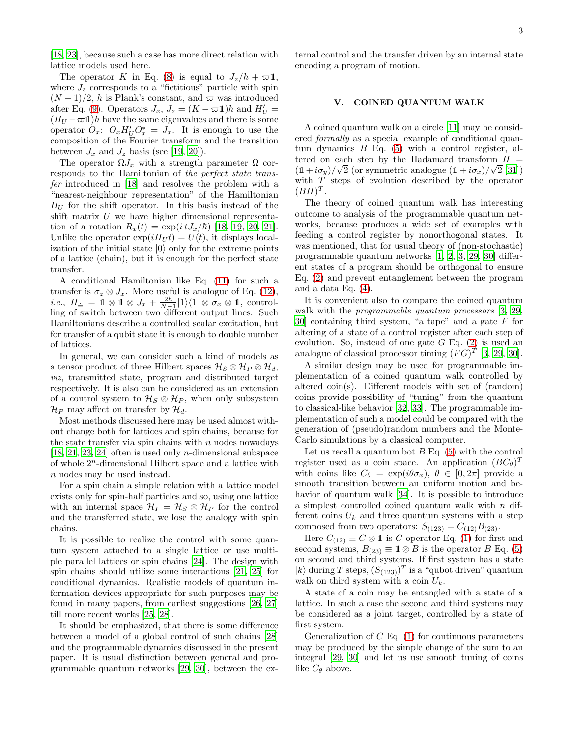[18, 23], because such a case has more direct relation with lattice models used here.

The operator $K$ in Eq. (8) is equal to $J_z/h + \varpi\mathbb{1}$, where $J_z$ corresponds to a "fictitious" particle with spin $(N-1)/2$, $h$ is Plank's constant, and $\varpi$ was introduced after Eq. (9). Operators $J_x$, $J_z = (K - \varpi\mathbb{1})h$ and $H'_U = (H_U - \varpi\mathbb{1})h$ have the same eigenvalues and there is some operator $O_x$: $O_x H'_U O_x^* = J_x$. It is enough to use the composition of the Fourier transform and the transition between $J_x$ and $J_z$ basis (see [19, 20]).

The operator $\Omega J_x$ with a strength parameter $\Omega$ corresponds to the Hamiltonian of *the perfect state transfer* introduced in [18] and resolves the problem with a "nearest-neighbour representation" of the Hamiltonian $H_U$ for the shift operator. In this basis instead of the shift matrix $U$ we have higher dimensional representation of a rotation $R_x(t) = \exp(i\,t J_x/\hbar)$ [18, 19, 20, 21]. Unlike the operator $\exp(iH_U t) = U(t)$, it displays localization of the initial state $|0\rangle$ only for the extreme points of a lattice (chain), but it is enough for the perfect state transfer.

A conditional Hamiltonian like Eq. (11) for such a transfer is $\sigma_z \otimes J_x$. More useful is analogue of Eq. (12), *i.e.*, $H_{\doteq} = \mathbb{1} \otimes \mathbb{1} \otimes J_x + \frac{2h}{N-1}|1\rangle\langle 1| \otimes \sigma_x \otimes \mathbb{1}$, controlling of switch between two different output lines. Such Hamiltonians describe a controlled scalar excitation, but for transfer of a qubit state it is enough to double number of lattices.

In general, we can consider such a kind of models as a tensor product of three Hilbert spaces $\mathcal{H}_S \otimes \mathcal{H}_P \otimes \mathcal{H}_d$, *viz*, transmitted state, program and distributed target respectively. It is also can be considered as an extension of a control system to $\mathcal{H}_S \otimes \mathcal{H}_P$, when only subsystem $\mathcal{H}_P$ may affect on transfer by $\mathcal{H}_d$.

Most methods discussed here may be used almost without change both for lattices and spin chains, because for the state transfer via spin chains with $n$ nodes nowadays [18, 21, 23, 24] often is used only $n$-dimensional subspace of whole $2^n$-dimensional Hilbert space and a lattice with $n$ nodes may be used instead.

For a spin chain a simple relation with a lattice model exists only for spin-half particles and so, using one lattice with an internal space $\mathcal{H}_I = \mathcal{H}_S \otimes \mathcal{H}_P$ for the control and the transferred state, we lose the analogy with spin chains.

It is possible to realize the control with some quantum system attached to a single lattice or use multiple parallel lattices or spin chains [24]. The design with spin chains should utilize some interactions [21, 25] for conditional dynamics. Realistic models of quantum information devices appropriate for such purposes may be found in many papers, from earliest suggestions [26, 27] till more recent works [25, 28].

It should be emphasized, that there is some difference between a model of a global control of such chains [28] and the programmable dynamics discussed in the present paper. It is usual distinction between general and programmable quantum networks [29, 30], between the external control and the transfer driven by an internal state encoding a program of motion.

## V. COINED QUANTUM WALK

A coined quantum walk on a circle [11] may be considered *formally* as a special example of conditional quantum dynamics $B$ Eq. (5) with a control register, altered on each step by the Hadamard transform $H = (\mathbb{1} + i\sigma_y)/\sqrt{2}$ (or symmetric analogue $(\mathbb{1} + i\sigma_x)/\sqrt{2}$ [31]) with $T$ steps of evolution described by the operator $(BH)^T$.

The theory of coined quantum walk has interesting outcome to analysis of the programmable quantum networks, because produces a wide set of examples with feeding a control register by nonorthogonal states. It was mentioned, that for usual theory of (non-stochastic) programmable quantum networks [1, 2, 3, 29, 30] different states of a program should be orthogonal to ensure Eq. (2) and prevent entanglement between the program and a data Eq. (4).

It is convenient also to compare the coined quantum walk with the *programmable quantum processors* [3, 29, 30] containing third system, "a tape" and a gate $F$ for altering of a state of a control register after each step of evolution. So, instead of one gate $G$ Eq. (2) is used an analogue of classical processor timing $(FG)^T$ [3, 29, 30].

A similar design may be used for programmable implementation of a coined quantum walk controlled by altered coin(s). Different models with set of (random) coins provide possibility of "tuning" from the quantum to classical-like behavior [32, 33]. The programmable implementation of such a model could be compared with the generation of (pseudo)random numbers and the Monte-Carlo simulations by a classical computer.

Let us recall a quantum bot $B$ Eq. (5) with the control register used as a coin space. An application $(BC_\theta)^T$ with coins like $C_\theta = \exp(i\theta\sigma_x)$, $\theta \in [0, 2\pi]$ provide a smooth transition between an uniform motion and behavior of quantum walk [34]. It is possible to introduce a simplest controlled coined quantum walk with $n$ different coins $U_k$ and three quantum systems with a step composed from two operators: $S_{(123)} = C_{(12)} B_{(23)}$.

Here $C_{(12)} \equiv C \otimes \mathbb{1}$ is $C$ operator Eq. (1) for first and second systems, $B_{(23)} \equiv \mathbb{1} \otimes B$ is the operator $B$ Eq. (5) on second and third systems. If first system has a state $|k\rangle$ during $T$ steps, $(S_{(123)})^T$ is a "qubot driven" quantum walk on third system with a coin $U_k$.

A state of a coin may be entangled with a state of a lattice. In such a case the second and third systems may be considered as a joint target, controlled by a state of first system.

Generalization of $C$ Eq. (1) for continuous parameters may be produced by the simple change of the sum to an integral [29, 30] and let us use smooth tuning of coins like $C_\theta$ above.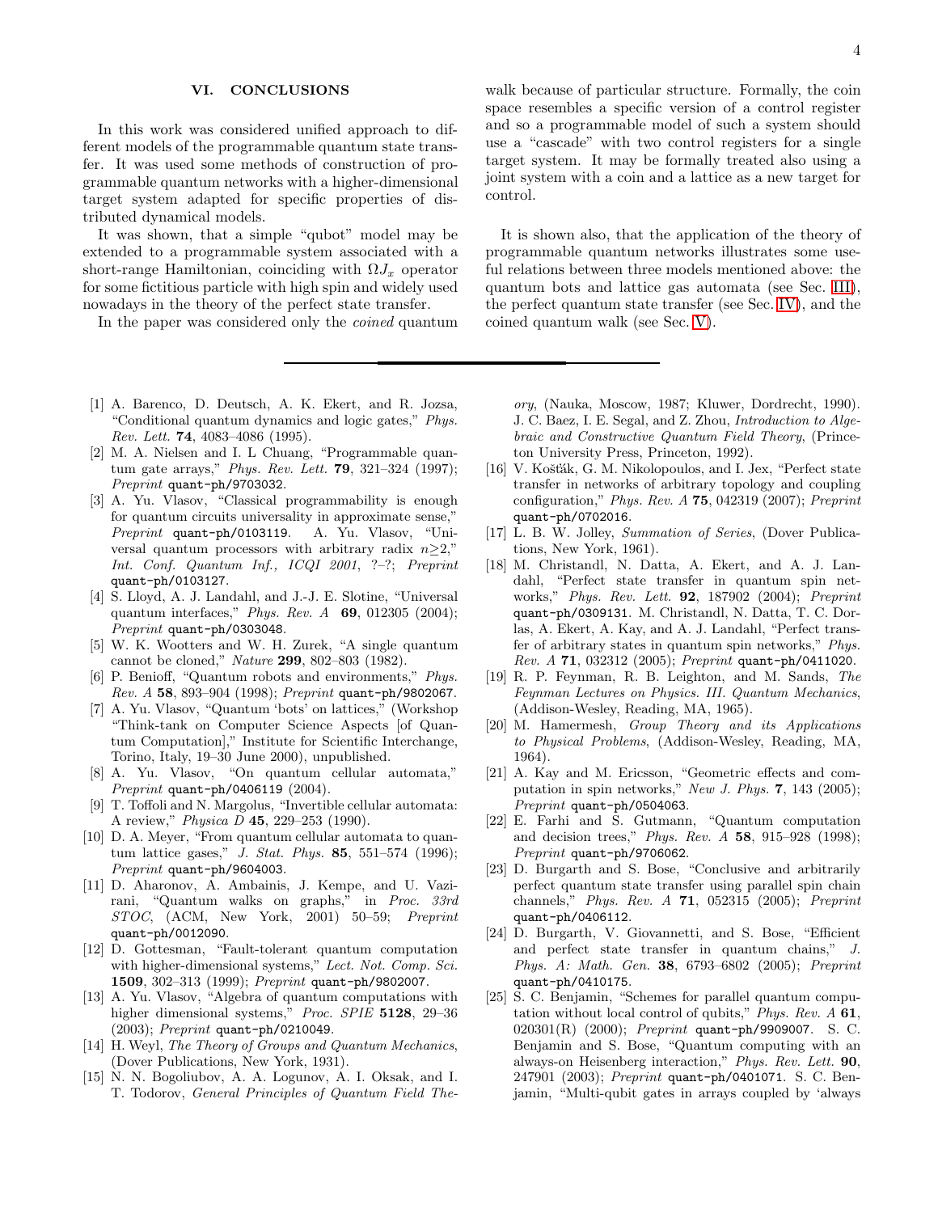## VI. CONCLUSIONS

In this work was considered unified approach to different models of the programmable quantum state transfer. It was used some methods of construction of programmable quantum networks with a higher-dimensional target system adapted for specific properties of distributed dynamical models.

It was shown, that a simple "qubot" model may be extended to a programmable system associated with a short-range Hamiltonian, coinciding with $\Omega J_x$ operator for some fictitious particle with high spin and widely used nowadays in the theory of the perfect state transfer.

In the paper was considered only the *coined* quantum walk because of particular structure. Formally, the coin space resembles a specific version of a control register and so a programmable model of such a system should use a "cascade" with two control registers for a single target system. It may be formally treated also using a joint system with a coin and a lattice as a new target for control.

It is shown also, that the application of the theory of programmable quantum networks illustrates some useful relations between three models mentioned above: the quantum bots and lattice gas automata (see Sec. III), the perfect quantum state transfer (see Sec. IV), and the coined quantum walk (see Sec. V).

---

[1] A. Barenco, D. Deutsch, A. K. Ekert, and R. Jozsa, "Conditional quantum dynamics and logic gates," *Phys. Rev. Lett.* **74**, 4083–4086 (1995).

[2] M. A. Nielsen and I. L Chuang, "Programmable quantum gate arrays," *Phys. Rev. Lett.* **79**, 321–324 (1997); *Preprint* quant-ph/9703032.

[3] A. Yu. Vlasov, "Classical programmability is enough for quantum circuits universality in approximate sense," *Preprint* quant-ph/0103119. A. Yu. Vlasov, "Universal quantum processors with arbitrary radix n≥2," *Int. Conf. Quantum Inf., ICQI 2001*, ?–?; *Preprint* quant-ph/0103127.

[4] S. Lloyd, A. J. Landahl, and J.-J. E. Slotine, "Universal quantum interfaces," *Phys. Rev. A* **69**, 012305 (2004); *Preprint* quant-ph/0303048.

[5] W. K. Wootters and W. H. Zurek, "A single quantum cannot be cloned," *Nature* **299**, 802–803 (1982).

[6] P. Benioff, "Quantum robots and environments," *Phys. Rev. A* **58**, 893–904 (1998); *Preprint* quant-ph/9802067.

[7] A. Yu. Vlasov, "Quantum 'bots' on lattices," (Workshop "Think-tank on Computer Science Aspects [of Quantum Computation]," Institute for Scientific Interchange, Torino, Italy, 19–30 June 2000), unpublished.

[8] A. Yu. Vlasov, "On quantum cellular automata," *Preprint* quant-ph/0406119 (2004).

[9] T. Toffoli and N. Margolus, "Invertible cellular automata: A review," *Physica D* **45**, 229–253 (1990).

[10] D. A. Meyer, "From quantum cellular automata to quantum lattice gases," *J. Stat. Phys.* **85**, 551–574 (1996); *Preprint* quant-ph/9604003.

[11] D. Aharonov, A. Ambainis, J. Kempe, and U. Vazirani, "Quantum walks on graphs," in *Proc. 33rd STOC*, (ACM, New York, 2001) 50–59; *Preprint* quant-ph/0012090.

[12] D. Gottesman, "Fault-tolerant quantum computation with higher-dimensional systems," *Lect. Not. Comp. Sci.* **1509**, 302–313 (1999); *Preprint* quant-ph/9802007.

[13] A. Yu. Vlasov, "Algebra of quantum computations with higher dimensional systems," *Proc. SPIE* **5128**, 29–36 (2003); *Preprint* quant-ph/0210049.

[14] H. Weyl, *The Theory of Groups and Quantum Mechanics*, (Dover Publications, New York, 1931).

[15] N. N. Bogoliubov, A. A. Logunov, A. I. Oksak, and I. T. Todorov, *General Principles of Quantum Field Theory*, (Nauka, Moscow, 1987; Kluwer, Dordrecht, 1990). J. C. Baez, I. E. Segal, and Z. Zhou, *Introduction to Algebraic and Constructive Quantum Field Theory*, (Princeton University Press, Princeton, 1992).

[16] V. Košťák, G. M. Nikolopoulos, and I. Jex, "Perfect state transfer in networks of arbitrary topology and coupling configuration," *Phys. Rev. A* **75**, 042319 (2007); *Preprint* quant-ph/0702016.

[17] L. B. W. Jolley, *Summation of Series*, (Dover Publications, New York, 1961).

[18] M. Christandl, N. Datta, A. Ekert, and A. J. Landahl, "Perfect state transfer in quantum spin networks," *Phys. Rev. Lett.* **92**, 187902 (2004); *Preprint* quant-ph/0309131. M. Christandl, N. Datta, T. C. Dorlas, A. Ekert, A. Kay, and A. J. Landahl, "Perfect transfer of arbitrary states in quantum spin networks," *Phys. Rev. A* **71**, 032312 (2005); *Preprint* quant-ph/0411020.

[19] R. P. Feynman, R. B. Leighton, and M. Sands, *The Feynman Lectures on Physics. III. Quantum Mechanics*, (Addison-Wesley, Reading, MA, 1965).

[20] M. Hamermesh, *Group Theory and its Applications to Physical Problems*, (Addison-Wesley, Reading, MA, 1964).

[21] A. Kay and M. Ericsson, "Geometric effects and computation in spin networks," *New J. Phys.* **7**, 143 (2005); *Preprint* quant-ph/0504063.

[22] E. Farhi and S. Gutmann, "Quantum computation and decision trees," *Phys. Rev. A* **58**, 915–928 (1998); *Preprint* quant-ph/9706062.

[23] D. Burgarth and S. Bose, "Conclusive and arbitrarily perfect quantum state transfer using parallel spin chain channels," *Phys. Rev. A* **71**, 052315 (2005); *Preprint* quant-ph/0406112.

[24] D. Burgarth, V. Giovannetti, and S. Bose, "Efficient and perfect state transfer in quantum chains," *J. Phys. A: Math. Gen.* **38**, 6793–6802 (2005); *Preprint* quant-ph/0410175.

[25] S. C. Benjamin, "Schemes for parallel quantum computation without local control of qubits," *Phys. Rev. A* **61**, 020301(R) (2000); *Preprint* quant-ph/9909007. S. C. Benjamin and S. Bose, "Quantum computing with an always-on Heisenberg interaction," *Phys. Rev. Lett.* **90**, 247901 (2003); *Preprint* quant-ph/0401071. S. C. Benjamin, "Multi-qubit gates in arrays coupled by 'always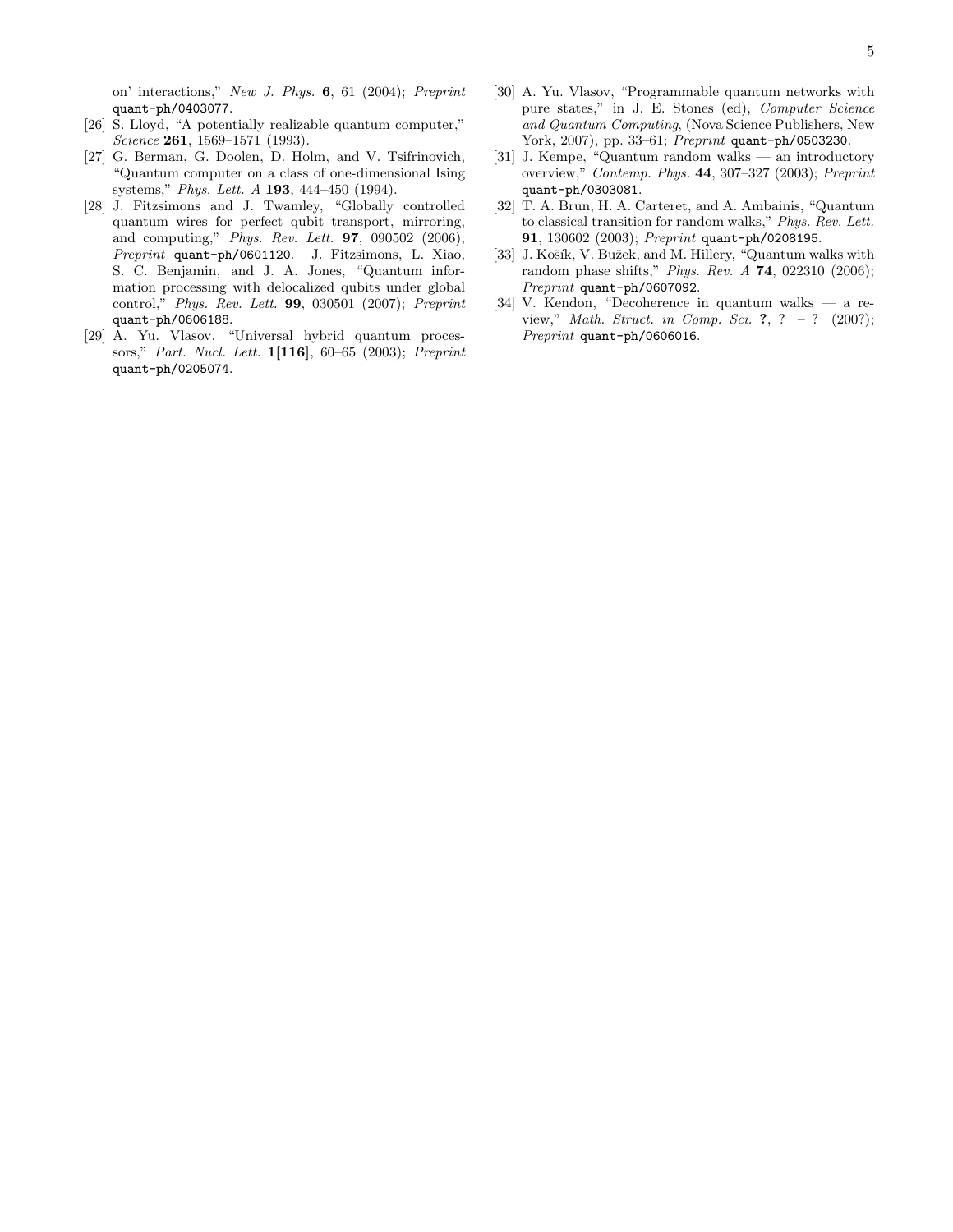on' interactions," *New J. Phys.* **6**, 61 (2004); *Preprint* quant-ph/0403077.

[26] S. Lloyd, "A potentially realizable quantum computer," *Science* **261**, 1569–1571 (1993).

[27] G. Berman, G. Doolen, D. Holm, and V. Tsifrinovich, "Quantum computer on a class of one-dimensional Ising systems," *Phys. Lett. A* **193**, 444–450 (1994).

[28] J. Fitzsimons and J. Twamley, "Globally controlled quantum wires for perfect qubit transport, mirroring, and computing," *Phys. Rev. Lett.* **97**, 090502 (2006); *Preprint* quant-ph/0601120. J. Fitzsimons, L. Xiao, S. C. Benjamin, and J. A. Jones, "Quantum information processing with delocalized qubits under global control," *Phys. Rev. Lett.* **99**, 030501 (2007); *Preprint* quant-ph/0606188.

[29] A. Yu. Vlasov, "Universal hybrid quantum processors," *Part. Nucl. Lett.* **1[116]**, 60–65 (2003); *Preprint* quant-ph/0205074.

[30] A. Yu. Vlasov, "Programmable quantum networks with pure states," in J. E. Stones (ed), *Computer Science and Quantum Computing*, (Nova Science Publishers, New York, 2007), pp. 33–61; *Preprint* quant-ph/0503230.

[31] J. Kempe, "Quantum random walks — an introductory overview," *Contemp. Phys.* **44**, 307–327 (2003); *Preprint* quant-ph/0303081.

[32] T. A. Brun, H. A. Carteret, and A. Ambainis, "Quantum to classical transition for random walks," *Phys. Rev. Lett.* **91**, 130602 (2003); *Preprint* quant-ph/0208195.

[33] J. Košík, V. Bužek, and M. Hillery, "Quantum walks with random phase shifts," *Phys. Rev. A* **74**, 022310 (2006); *Preprint* quant-ph/0607092.

[34] V. Kendon, "Decoherence in quantum walks — a review," *Math. Struct. in Comp. Sci.* **?**, ? – ? (200?); *Preprint* quant-ph/0606016.